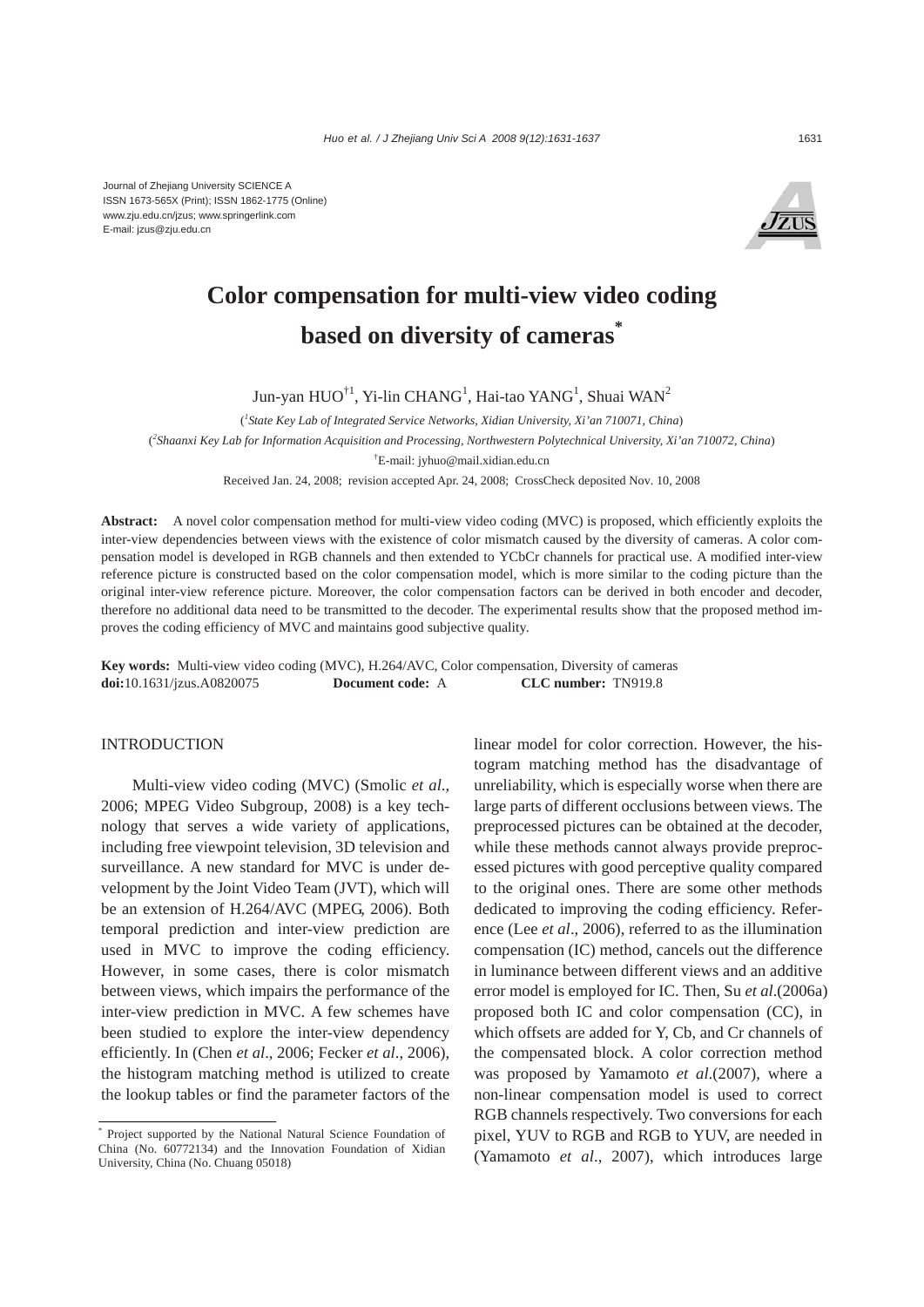Journal of Zhejiang University SCIENCE A
ISSN 1673-565X (Print); ISSN 1862-1775 (Online)
www.zju.edu.cn/jzus; www.springerlink.com
E-mail: jzus@zju.edu.cn

# Color compensation for multi-view video coding based on diversity of cameras*

Jun-yan HUO[†1], Yi-lin CHANG[1], Hai-tao YANG[1], Shuai WAN[2]

([1]*State Key Lab of Integrated Service Networks, Xidian University, Xi'an 710071, China*)

([2]*Shaanxi Key Lab for Information Acquisition and Processing, Northwestern Polytechnical University, Xi'an 710072, China*)

[†]E-mail: jyhuo@mail.xidian.edu.cn

Received Jan. 24, 2008; revision accepted Apr. 24, 2008; CrossCheck deposited Nov. 10, 2008

**Abstract:** A novel color compensation method for multi-view video coding (MVC) is proposed, which efficiently exploits the inter-view dependencies between views with the existence of color mismatch caused by the diversity of cameras. A color compensation model is developed in RGB channels and then extended to YCbCr channels for practical use. A modified inter-view reference picture is constructed based on the color compensation model, which is more similar to the coding picture than the original inter-view reference picture. Moreover, the color compensation factors can be derived in both encoder and decoder, therefore no additional data need to be transmitted to the decoder. The experimental results show that the proposed method improves the coding efficiency of MVC and maintains good subjective quality.

**Key words:** Multi-view video coding (MVC), H.264/AVC, Color compensation, Diversity of cameras
**doi:**10.1631/jzus.A0820075 **Document code:** A **CLC number:** TN919.8

## INTRODUCTION

Multi-view video coding (MVC) (Smolic *et al.*, 2006; MPEG Video Subgroup, 2008) is a key technology that serves a wide variety of applications, including free viewpoint television, 3D television and surveillance. A new standard for MVC is under development by the Joint Video Team (JVT), which will be an extension of H.264/AVC (MPEG, 2006). Both temporal prediction and inter-view prediction are used in MVC to improve the coding efficiency. However, in some cases, there is color mismatch between views, which impairs the performance of the inter-view prediction in MVC. A few schemes have been studied to explore the inter-view dependency efficiently. In (Chen *et al*., 2006; Fecker *et al*., 2006), the histogram matching method is utilized to create the lookup tables or find the parameter factors of the linear model for color correction. However, the histogram matching method has the disadvantage of unreliability, which is especially worse when there are large parts of different occlusions between views. The preprocessed pictures can be obtained at the decoder, while these methods cannot always provide preprocessed pictures with good perceptive quality compared to the original ones. There are some other methods dedicated to improving the coding efficiency. Reference (Lee *et al*., 2006), referred to as the illumination compensation (IC) method, cancels out the difference in luminance between different views and an additive error model is employed for IC. Then, Su *et al*.(2006a) proposed both IC and color compensation (CC), in which offsets are added for Y, Cb, and Cr channels of the compensated block. A color correction method was proposed by Yamamoto *et al*.(2007), where a non-linear compensation model is used to correct RGB channels respectively. Two conversions for each pixel, YUV to RGB and RGB to YUV, are needed in (Yamamoto *et al*., 2007), which introduces large

* Project supported by the National Natural Science Foundation of China (No. 60772134) and the Innovation Foundation of Xidian University, China (No. Chuang 05018)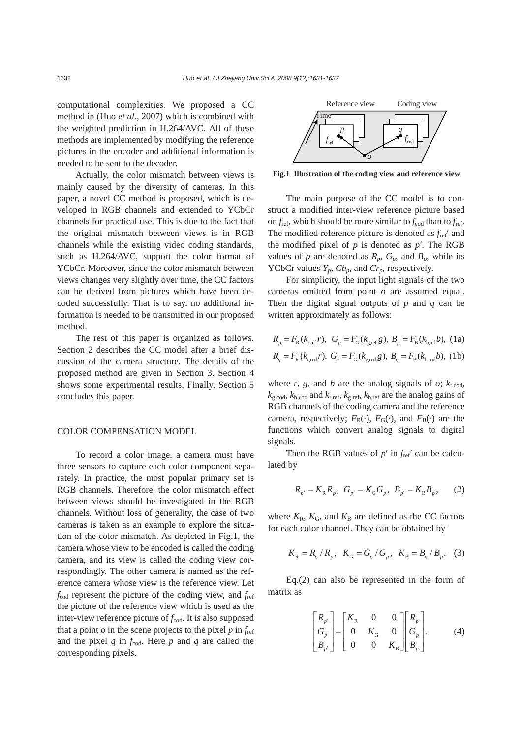computational complexities. We proposed a CC method in (Huo *et al*., 2007) which is combined with the weighted prediction in H.264/AVC. All of these methods are implemented by modifying the reference pictures in the encoder and additional information is needed to be sent to the decoder.

Actually, the color mismatch between views is mainly caused by the diversity of cameras. In this paper, a novel CC method is proposed, which is developed in RGB channels and extended to YCbCr channels for practical use. This is due to the fact that the original mismatch between views is in RGB channels while the existing video coding standards, such as H.264/AVC, support the color format of YCbCr. Moreover, since the color mismatch between views changes very slightly over time, the CC factors can be derived from pictures which have been decoded successfully. That is to say, no additional information is needed to be transmitted in our proposed method.

The rest of this paper is organized as follows. Section 2 describes the CC model after a brief discussion of the camera structure. The details of the proposed method are given in Section 3. Section 4 shows some experimental results. Finally, Section 5 concludes this paper.

## COLOR COMPENSATION MODEL

To record a color image, a camera must have three sensors to capture each color component separately. In practice, the most popular primary set is RGB channels. Therefore, the color mismatch effect between views should be investigated in the RGB channels. Without loss of generality, the case of two cameras is taken as an example to explore the situation of the color mismatch. As depicted in Fig.1, the camera whose view to be encoded is called the coding camera, and its view is called the coding view correspondingly. The other camera is named as the reference camera whose view is the reference view. Let $f_{\rm cod}$ represent the picture of the coding view, and $f_{\rm ref}$ the picture of the reference view which is used as the inter-view reference picture of $f_{\rm cod}$. It is also supposed that a point $o$ in the scene projects to the pixel $p$ in $f_{\rm ref}$ and the pixel $q$ in $f_{\rm cod}$. Here $p$ and $q$ are called the corresponding pixels.

**Fig.1 Illustration of the coding view and reference view**

The main purpose of the CC model is to construct a modified inter-view reference picture based on $f_{\rm ref}$, which should be more similar to $f_{\rm cod}$ than to $f_{\rm ref}$. The modified reference picture is denoted as $f_{\rm ref}'$ and the modified pixel of $p$ is denoted as $p'$. The RGB values of $p$ are denoted as $R_p$, $G_p$, and $B_p$, while its YCbCr values $Y_p$, $Cb_p$, and $Cr_p$, respectively.

For simplicity, the input light signals of the two cameras emitted from point $o$ are assumed equal. Then the digital signal outputs of $p$ and $q$ can be written approximately as follows:

$$R_p = F_{\rm R}(k_{\rm r,ref}r),\ \ G_p = F_{\rm G}(k_{\rm g,ref}g),\ B_p = F_{\rm B}(k_{\rm b,ref}b),\ \ \text{(1a)}$$

$$R_q = F_{\rm R}(k_{\rm r,cod}r),\ G_q = F_{\rm G}(k_{\rm g,cod}g),\ B_q = F_{\rm B}(k_{\rm b,cod}b),\ \ \text{(1b)}$$

where $r$, $g$, and $b$ are the analog signals of $o$; $k_{\rm r,cod}$, $k_{\rm g,cod}$, $k_{\rm b,cod}$ and $k_{\rm r,ref}$, $k_{\rm g,ref}$, $k_{\rm b,ref}$ are the analog gains of RGB channels of the coding camera and the reference camera, respectively; $F_{\rm R}(\cdot)$, $F_{\rm G}(\cdot)$, and $F_{\rm B}(\cdot)$ are the functions which convert analog signals to digital signals.

Then the RGB values of $p'$ in $f_{\rm ref}'$ can be calculated by

$$R_{p'} = K_{\rm R}R_p,\ \ G_{p'} = K_{\rm G}G_p,\ \ B_{p'} = K_{\rm B}B_p, \tag{2}$$

where $K_{\rm R}$, $K_{\rm G}$, and $K_{\rm B}$ are defined as the CC factors for each color channel. They can be obtained by

$$K_{\rm R} = R_q / R_p,\ \ K_{\rm G} = G_q / G_p,\ \ K_{\rm B} = B_q / B_p. \tag{3}$$

Eq.(2) can also be represented in the form of matrix as

$$\begin{bmatrix} R_{p'} \\ G_{p'} \\ B_{p'} \end{bmatrix} = \begin{bmatrix} K_{\rm R} & 0 & 0 \\ 0 & K_{\rm G} & 0 \\ 0 & 0 & K_{\rm B} \end{bmatrix} \begin{bmatrix} R_p \\ G_p \\ B_p \end{bmatrix}. \tag{4}$$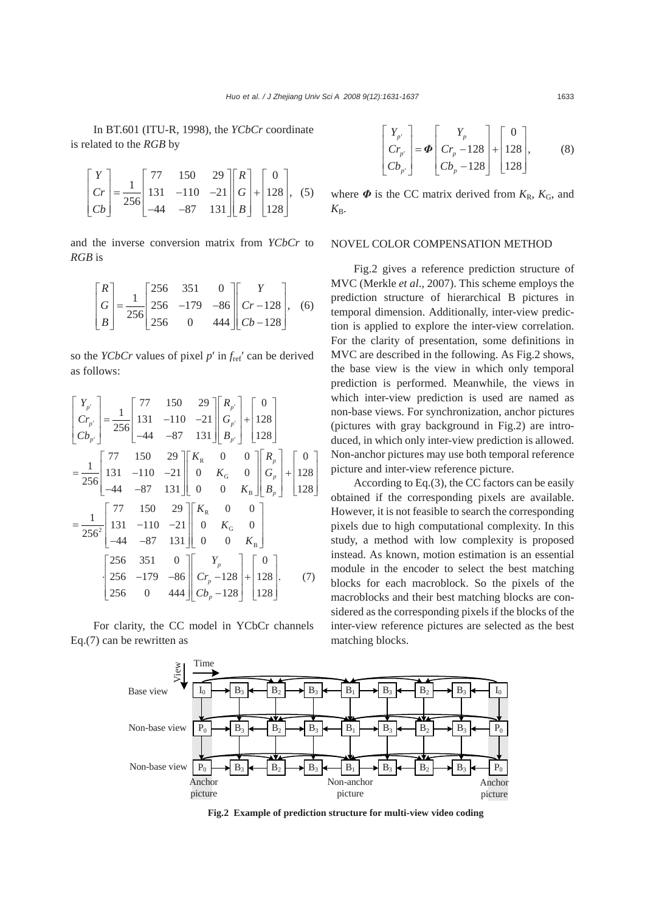In BT.601 (ITU-R, 1998), the *YCbCr* coordinate is related to the *RGB* by

$$\begin{bmatrix} Y \\ Cr \\ Cb \end{bmatrix} = \frac{1}{256}\begin{bmatrix} 77 & 150 & 29 \\ 131 & -110 & -21 \\ -44 & -87 & 131 \end{bmatrix}\begin{bmatrix} R \\ G \\ B \end{bmatrix} + \begin{bmatrix} 0 \\ 128 \\ 128 \end{bmatrix}, \quad (5)$$

and the inverse conversion matrix from *YCbCr* to *RGB* is

$$\begin{bmatrix} R \\ G \\ B \end{bmatrix} = \frac{1}{256}\begin{bmatrix} 256 & 351 & 0 \\ 256 & -179 & -86 \\ 256 & 0 & 444 \end{bmatrix}\begin{bmatrix} Y \\ Cr-128 \\ Cb-128 \end{bmatrix}, \quad (6)$$

so the *YCbCr* values of pixel $p'$ in $f_{\text{ref}}'$ can be derived as follows:

$$\begin{aligned}
\begin{bmatrix} Y_{p'} \\ Cr_{p'} \\ Cb_{p'} \end{bmatrix} &= \frac{1}{256}\begin{bmatrix} 77 & 150 & 29 \\ 131 & -110 & -21 \\ -44 & -87 & 131 \end{bmatrix}\begin{bmatrix} R_{p'} \\ G_{p'} \\ B_{p'} \end{bmatrix} + \begin{bmatrix} 0 \\ 128 \\ 128 \end{bmatrix} \\
&= \frac{1}{256}\begin{bmatrix} 77 & 150 & 29 \\ 131 & -110 & -21 \\ -44 & -87 & 131 \end{bmatrix}\begin{bmatrix} K_{\text{R}} & 0 & 0 \\ 0 & K_{\text{G}} & 0 \\ 0 & 0 & K_{\text{B}} \end{bmatrix}\begin{bmatrix} R_p \\ G_p \\ B_p \end{bmatrix} + \begin{bmatrix} 0 \\ 128 \\ 128 \end{bmatrix} \\
&= \frac{1}{256^2}\begin{bmatrix} 77 & 150 & 29 \\ 131 & -110 & -21 \\ -44 & -87 & 131 \end{bmatrix}\begin{bmatrix} K_{\text{R}} & 0 & 0 \\ 0 & K_{\text{G}} & 0 \\ 0 & 0 & K_{\text{B}} \end{bmatrix} \\
&\quad \cdot \begin{bmatrix} 256 & 351 & 0 \\ 256 & -179 & -86 \\ 256 & 0 & 444 \end{bmatrix}\begin{bmatrix} Y_p \\ Cr_p-128 \\ Cb_p-128 \end{bmatrix} + \begin{bmatrix} 0 \\ 128 \\ 128 \end{bmatrix}. \quad (7)
\end{aligned}$$

For clarity, the CC model in YCbCr channels Eq.(7) can be rewritten as

$$\begin{bmatrix} Y_{p'} \\ Cr_{p'} \\ Cb_{p'} \end{bmatrix} = \boldsymbol{\Phi}\begin{bmatrix} Y_p \\ Cr_p-128 \\ Cb_p-128 \end{bmatrix} + \begin{bmatrix} 0 \\ 128 \\ 128 \end{bmatrix}, \quad (8)$$

where $\boldsymbol{\Phi}$ is the CC matrix derived from $K_{\text{R}}$, $K_{\text{G}}$, and $K_{\text{B}}$.

## NOVEL COLOR COMPENSATION METHOD

Fig.2 gives a reference prediction structure of MVC (Merkle *et al*., 2007). This scheme employs the prediction structure of hierarchical B pictures in temporal dimension. Additionally, inter-view prediction is applied to explore the inter-view correlation. For the clarity of presentation, some definitions in MVC are described in the following. As Fig.2 shows, the base view is the view in which only temporal prediction is performed. Meanwhile, the views in which inter-view prediction is used are named as non-base views. For synchronization, anchor pictures (pictures with gray background in Fig.2) are introduced, in which only inter-view prediction is allowed. Non-anchor pictures may use both temporal reference picture and inter-view reference picture.

According to Eq.(3), the CC factors can be easily obtained if the corresponding pixels are available. However, it is not feasible to search the corresponding pixels due to high computational complexity. In this study, a method with low complexity is proposed instead. As known, motion estimation is an essential module in the encoder to select the best matching blocks for each macroblock. So the pixels of the macroblocks and their best matching blocks are considered as the corresponding pixels if the blocks of the inter-view reference pictures are selected as the best matching blocks.

**Fig.2 Example of prediction structure for multi-view video coding**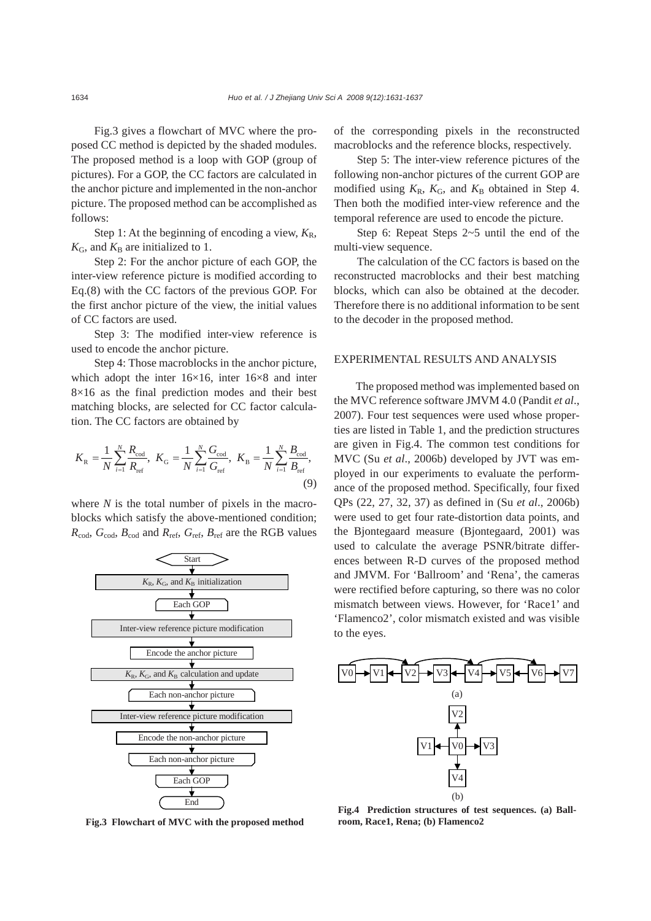Fig.3 gives a flowchart of MVC where the proposed CC method is depicted by the shaded modules. The proposed method is a loop with GOP (group of pictures). For a GOP, the CC factors are calculated in the anchor picture and implemented in the non-anchor picture. The proposed method can be accomplished as follows:

Step 1: At the beginning of encoding a view, $K_R$, $K_G$, and $K_B$ are initialized to 1.

Step 2: For the anchor picture of each GOP, the inter-view reference picture is modified according to Eq.(8) with the CC factors of the previous GOP. For the first anchor picture of the view, the initial values of CC factors are used.

Step 3: The modified inter-view reference is used to encode the anchor picture.

Step 4: Those macroblocks in the anchor picture, which adopt the inter 16×16, inter 16×8 and inter 8×16 as the final prediction modes and their best matching blocks, are selected for CC factor calculation. The CC factors are obtained by

$$K_R = \frac{1}{N}\sum_{i=1}^{N}\frac{R_{cod}}{R_{ref}},\ K_G = \frac{1}{N}\sum_{i=1}^{N}\frac{G_{cod}}{G_{ref}},\ K_B = \frac{1}{N}\sum_{i=1}^{N}\frac{B_{cod}}{B_{ref}}, \tag{9}$$

where $N$ is the total number of pixels in the macroblocks which satisfy the above-mentioned condition; $R_{cod}$, $G_{cod}$, $B_{cod}$ and $R_{ref}$, $G_{ref}$, $B_{ref}$ are the RGB values of the corresponding pixels in the reconstructed macroblocks and the reference blocks, respectively.

Step 5: The inter-view reference pictures of the following non-anchor pictures of the current GOP are modified using $K_R$, $K_G$, and $K_B$ obtained in Step 4. Then both the modified inter-view reference and the temporal reference are used to encode the picture.

Step 6: Repeat Steps 2~5 until the end of the multi-view sequence.

The calculation of the CC factors is based on the reconstructed macroblocks and their best matching blocks, which can also be obtained at the decoder. Therefore there is no additional information to be sent to the decoder in the proposed method.

Start → $K_R$, $K_G$, and $K_B$ initialization → Each GOP → Inter-view reference picture modification → Encode the anchor picture → $K_R$, $K_G$, and $K_B$ calculation and update → Each non-anchor picture → Inter-view reference picture modification → Encode the non-anchor picture → Each non-anchor picture → Each GOP → End

**Fig.3 Flowchart of MVC with the proposed method**

## EXPERIMENTAL RESULTS AND ANALYSIS

The proposed method was implemented based on the MVC reference software JMVM 4.0 (Pandit *et al*., 2007). Four test sequences were used whose properties are listed in Table 1, and the prediction structures are given in Fig.4. The common test conditions for MVC (Su *et al*., 2006b) developed by JVT was employed in our experiments to evaluate the performance of the proposed method. Specifically, four fixed QPs (22, 27, 32, 37) as defined in (Su *et al*., 2006b) were used to get four rate-distortion data points, and the Bjontegaard measure (Bjontegaard, 2001) was used to calculate the average PSNR/bitrate differences between R-D curves of the proposed method and JMVM. For 'Ballroom' and 'Rena', the cameras were rectified before capturing, so there was no color mismatch between views. However, for 'Race1' and 'Flamenco2', color mismatch existed and was visible to the eyes.

(a) V0 → V1 ← V2 → V3 ← V4 → V5 ← V6 → V7 (with V0 → V2, V2 → V4, V4 → V6)

(b) V0 → V1, V0 → V2, V0 → V3, V0 → V4

**Fig.4 Prediction structures of test sequences. (a) Ballroom, Race1, Rena; (b) Flamenco2**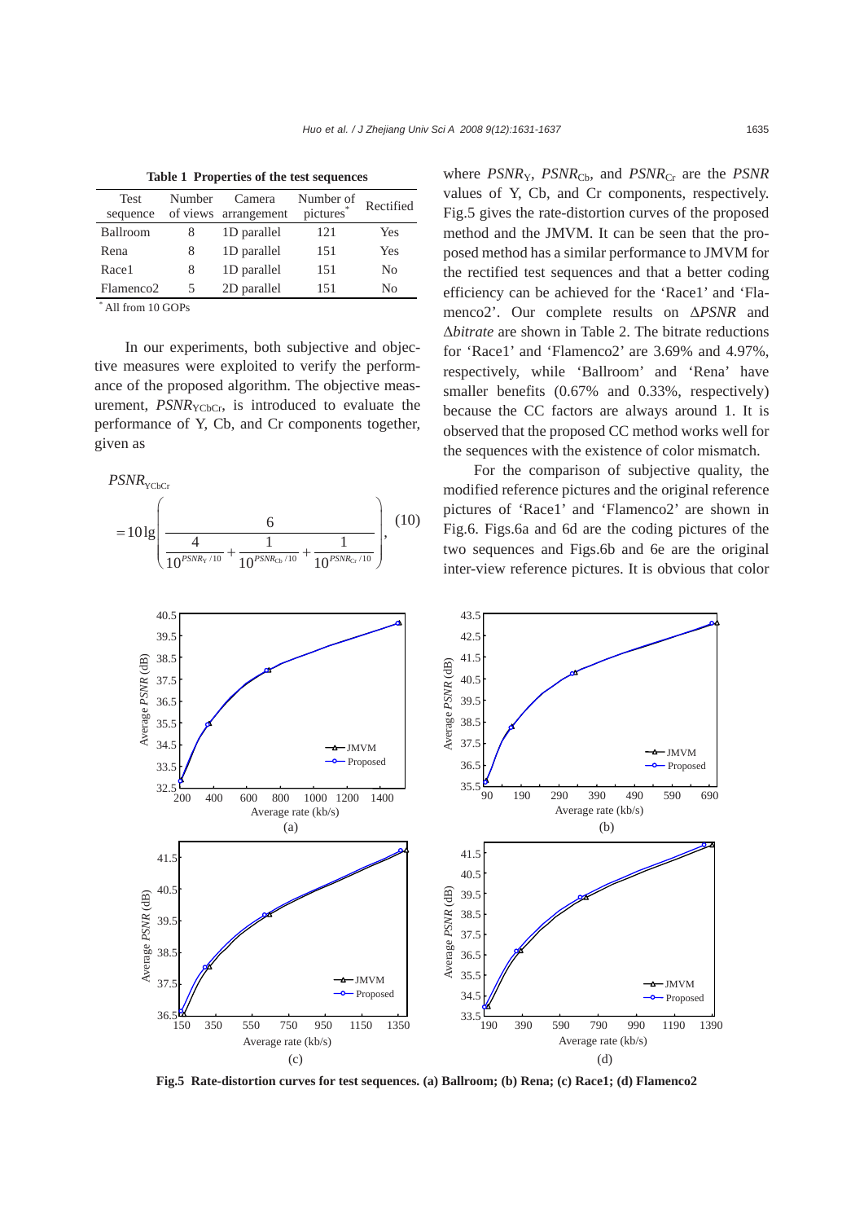**Table 1 Properties of the test sequences**

| Test sequence | Number of views | Camera arrangement | Number of pictures* | Rectified |
|---|---|---|---|---|
| Ballroom | 8 | 1D parallel | 121 | Yes |
| Rena | 8 | 1D parallel | 151 | Yes |
| Race1 | 8 | 1D parallel | 151 | No |
| Flamenco2 | 5 | 2D parallel | 151 | No |

* All from 10 GOPs

In our experiments, both subjective and objective measures were exploited to verify the performance of the proposed algorithm. The objective measurement, $PSNR_{\text{YCbCr}}$, is introduced to evaluate the performance of Y, Cb, and Cr components together, given as

$$PSNR_{\text{YCbCr}} = 10\lg\left(\frac{6}{\dfrac{4}{10^{PSNR_{\text{Y}}/10}} + \dfrac{1}{10^{PSNR_{\text{Cb}}/10}} + \dfrac{1}{10^{PSNR_{\text{Cr}}/10}}}\right), \quad (10)$$

where $PSNR_{\text{Y}}$, $PSNR_{\text{Cb}}$, and $PSNR_{\text{Cr}}$ are the $PSNR$ values of Y, Cb, and Cr components, respectively. Fig.5 gives the rate-distortion curves of the proposed method and the JMVM. It can be seen that the proposed method has a similar performance to JMVM for the rectified test sequences and that a better coding efficiency can be achieved for the 'Race1' and 'Flamenco2'. Our complete results on $\Delta PSNR$ and $\Delta bitrate$ are shown in Table 2. The bitrate reductions for 'Race1' and 'Flamenco2' are 3.69% and 4.97%, respectively, while 'Ballroom' and 'Rena' have smaller benefits (0.67% and 0.33%, respectively) because the CC factors are always around 1. It is observed that the proposed CC method works well for the sequences with the existence of color mismatch.

For the comparison of subjective quality, the modified reference pictures and the original reference pictures of 'Race1' and 'Flamenco2' are shown in Fig.6. Figs.6a and 6d are the coding pictures of the two sequences and Figs.6b and 6e are the original inter-view reference pictures. It is obvious that color

**Fig.5 Rate-distortion curves for test sequences. (a) Ballroom; (b) Rena; (c) Race1; (d) Flamenco2**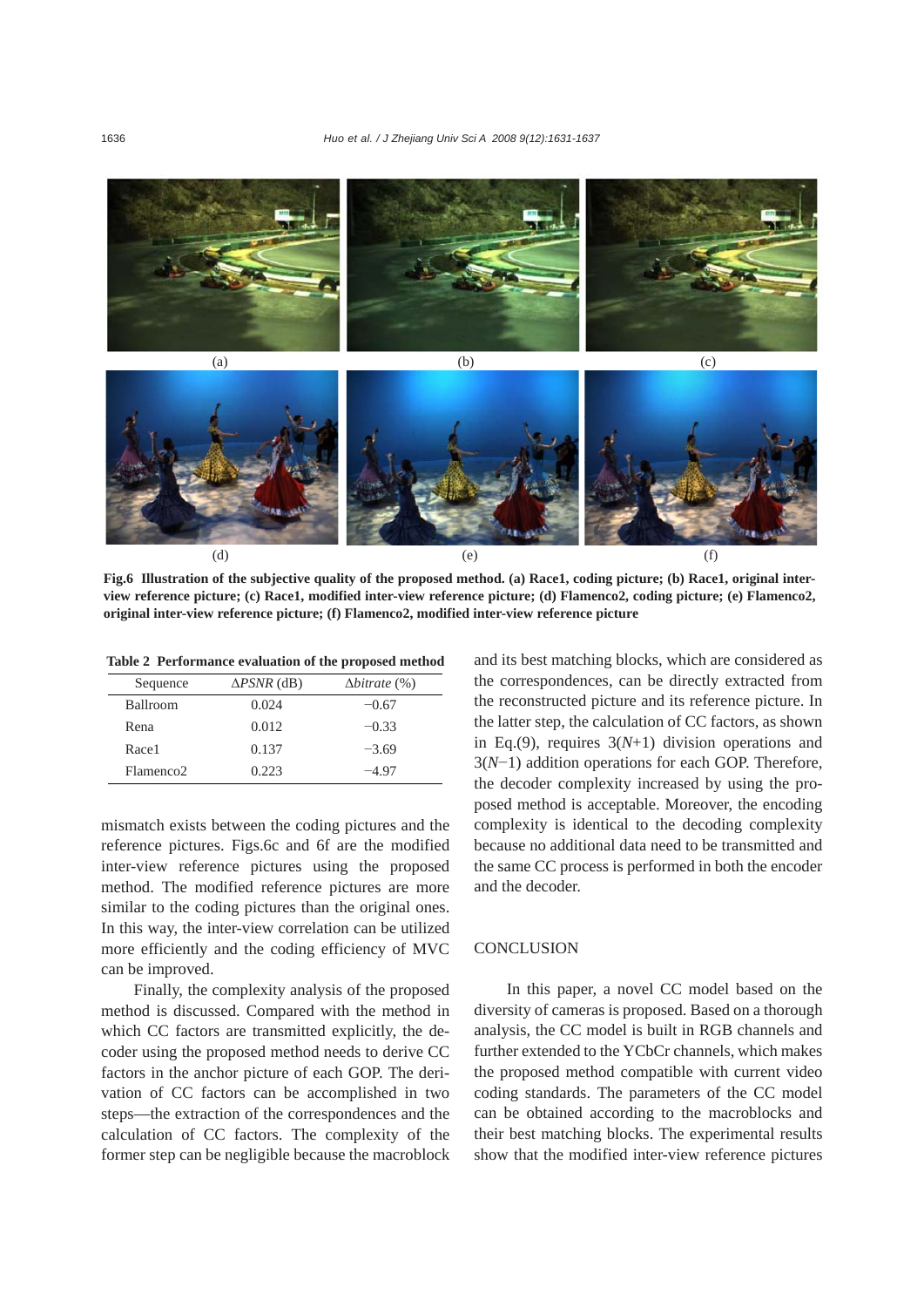(a) (b) (c)

(d) (e) (f)

**Fig.6 Illustration of the subjective quality of the proposed method. (a) Race1, coding picture; (b) Race1, original inter-view reference picture; (c) Race1, modified inter-view reference picture; (d) Flamenco2, coding picture; (e) Flamenco2, original inter-view reference picture; (f) Flamenco2, modified inter-view reference picture**

**Table 2 Performance evaluation of the proposed method**

| Sequence | Δ*PSNR* (dB) | Δ*bitrate* (%) |
|---|---|---|
| Ballroom | 0.024 | −0.67 |
| Rena | 0.012 | −0.33 |
| Race1 | 0.137 | −3.69 |
| Flamenco2 | 0.223 | −4.97 |

mismatch exists between the coding pictures and the reference pictures. Figs.6c and 6f are the modified inter-view reference pictures using the proposed method. The modified reference pictures are more similar to the coding pictures than the original ones. In this way, the inter-view correlation can be utilized more efficiently and the coding efficiency of MVC can be improved.

Finally, the complexity analysis of the proposed method is discussed. Compared with the method in which CC factors are transmitted explicitly, the decoder using the proposed method needs to derive CC factors in the anchor picture of each GOP. The derivation of CC factors can be accomplished in two steps—the extraction of the correspondences and the calculation of CC factors. The complexity of the former step can be negligible because the macroblock and its best matching blocks, which are considered as the correspondences, can be directly extracted from the reconstructed picture and its reference picture. In the latter step, the calculation of CC factors, as shown in Eq.(9), requires $3(N+1)$ division operations and $3(N-1)$ addition operations for each GOP. Therefore, the decoder complexity increased by using the proposed method is acceptable. Moreover, the encoding complexity is identical to the decoding complexity because no additional data need to be transmitted and the same CC process is performed in both the encoder and the decoder.

## CONCLUSION

In this paper, a novel CC model based on the diversity of cameras is proposed. Based on a thorough analysis, the CC model is built in RGB channels and further extended to the YCbCr channels, which makes the proposed method compatible with current video coding standards. The parameters of the CC model can be obtained according to the macroblocks and their best matching blocks. The experimental results show that the modified inter-view reference pictures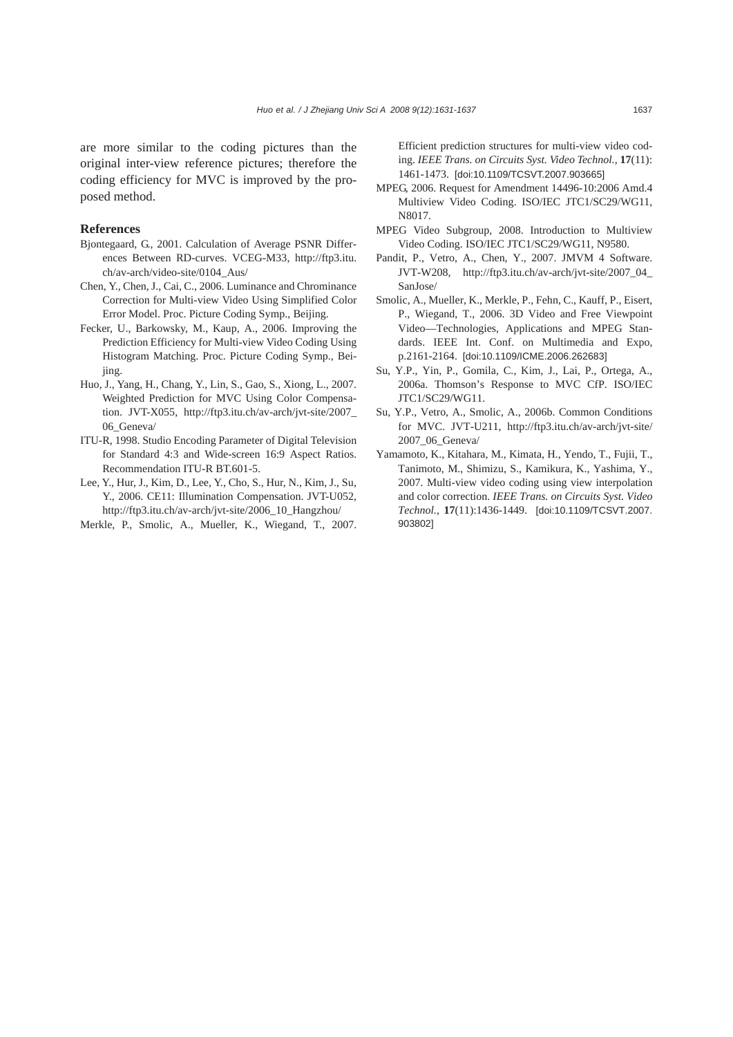are more similar to the coding pictures than the original inter-view reference pictures; therefore the coding efficiency for MVC is improved by the proposed method.

## References

Bjontegaard, G., 2001. Calculation of Average PSNR Differences Between RD-curves. VCEG-M33, http://ftp3.itu.ch/av-arch/video-site/0104_Aus/

Chen, Y., Chen, J., Cai, C., 2006. Luminance and Chrominance Correction for Multi-view Video Using Simplified Color Error Model. Proc. Picture Coding Symp., Beijing.

Fecker, U., Barkowsky, M., Kaup, A., 2006. Improving the Prediction Efficiency for Multi-view Video Coding Using Histogram Matching. Proc. Picture Coding Symp., Beijing.

Huo, J., Yang, H., Chang, Y., Lin, S., Gao, S., Xiong, L., 2007. Weighted Prediction for MVC Using Color Compensation. JVT-X055, http://ftp3.itu.ch/av-arch/jvt-site/2007_06_Geneva/

ITU-R, 1998. Studio Encoding Parameter of Digital Television for Standard 4:3 and Wide-screen 16:9 Aspect Ratios. Recommendation ITU-R BT.601-5.

Lee, Y., Hur, J., Kim, D., Lee, Y., Cho, S., Hur, N., Kim, J., Su, Y., 2006. CE11: Illumination Compensation. JVT-U052, http://ftp3.itu.ch/av-arch/jvt-site/2006_10_Hangzhou/

Merkle, P., Smolic, A., Mueller, K., Wiegand, T., 2007. Efficient prediction structures for multi-view video coding. *IEEE Trans. on Circuits Syst. Video Technol.*, **17**(11): 1461-1473. [doi:10.1109/TCSVT.2007.903665]

MPEG, 2006. Request for Amendment 14496-10:2006 Amd.4 Multiview Video Coding. ISO/IEC JTC1/SC29/WG11, N8017.

MPEG Video Subgroup, 2008. Introduction to Multiview Video Coding. ISO/IEC JTC1/SC29/WG11, N9580.

Pandit, P., Vetro, A., Chen, Y., 2007. JMVM 4 Software. JVT-W208, http://ftp3.itu.ch/av-arch/jvt-site/2007_04_SanJose/

Smolic, A., Mueller, K., Merkle, P., Fehn, C., Kauff, P., Eisert, P., Wiegand, T., 2006. 3D Video and Free Viewpoint Video—Technologies, Applications and MPEG Standards. IEEE Int. Conf. on Multimedia and Expo, p.2161-2164. [doi:10.1109/ICME.2006.262683]

Su, Y.P., Yin, P., Gomila, C., Kim, J., Lai, P., Ortega, A., 2006a. Thomson's Response to MVC CfP. ISO/IEC JTC1/SC29/WG11.

Su, Y.P., Vetro, A., Smolic, A., 2006b. Common Conditions for MVC. JVT-U211, http://ftp3.itu.ch/av-arch/jvt-site/2007_06_Geneva/

Yamamoto, K., Kitahara, M., Kimata, H., Yendo, T., Fujii, T., Tanimoto, M., Shimizu, S., Kamikura, K., Yashima, Y., 2007. Multi-view video coding using view interpolation and color correction. *IEEE Trans. on Circuits Syst. Video Technol.*, **17**(11):1436-1449. [doi:10.1109/TCSVT.2007.903802]